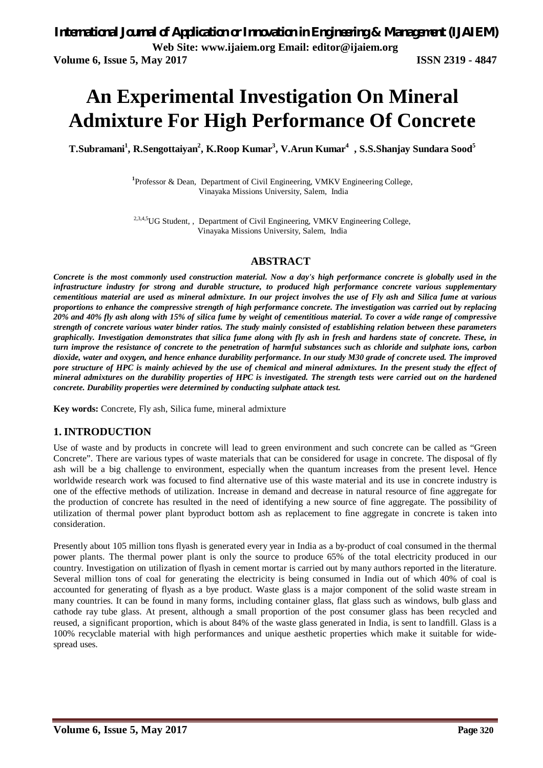# An Experimental Investigation On Mineral Admixture For High Performance Of Concrete

**T.Subramani[1], R.Sengottaiyan[2], K.Roop Kumar[3], V.Arun Kumar[4] , S.S.Shanjay Sundara Sood[5]**

[1]Professor & Dean, Department of Civil Engineering, VMKV Engineering College, Vinayaka Missions University, Salem, India

[2,3,4,5]UG Student, , Department of Civil Engineering, VMKV Engineering College, Vinayaka Missions University, Salem, India

## ABSTRACT

***Concrete is the most commonly used construction material. Now a day's high performance concrete is globally used in the infrastructure industry for strong and durable structure, to produced high performance concrete various supplementary cementitious material are used as mineral admixture. In our project involves the use of Fly ash and Silica fume at various proportions to enhance the compressive strength of high performance concrete. The investigation was carried out by replacing 20% and 40% fly ash along with 15% of silica fume by weight of cementitious material. To cover a wide range of compressive strength of concrete various water binder ratios. The study mainly consisted of establishing relation between these parameters graphically. Investigation demonstrates that silica fume along with fly ash in fresh and hardens state of concrete. These, in turn improve the resistance of concrete to the penetration of harmful substances such as chloride and sulphate ions, carbon dioxide, water and oxygen, and hence enhance durability performance. In our study M30 grade of concrete used. The improved pore structure of HPC is mainly achieved by the use of chemical and mineral admixtures. In the present study the effect of mineral admixtures on the durability properties of HPC is investigated. The strength tests were carried out on the hardened concrete. Durability properties were determined by conducting sulphate attack test.***

**Key words:** Concrete, Fly ash, Silica fume, mineral admixture

## 1. INTRODUCTION

Use of waste and by products in concrete will lead to green environment and such concrete can be called as "Green Concrete". There are various types of waste materials that can be considered for usage in concrete. The disposal of fly ash will be a big challenge to environment, especially when the quantum increases from the present level. Hence worldwide research work was focused to find alternative use of this waste material and its use in concrete industry is one of the effective methods of utilization. Increase in demand and decrease in natural resource of fine aggregate for the production of concrete has resulted in the need of identifying a new source of fine aggregate. The possibility of utilization of thermal power plant byproduct bottom ash as replacement to fine aggregate in concrete is taken into consideration.

Presently about 105 million tons flyash is generated every year in India as a by-product of coal consumed in the thermal power plants. The thermal power plant is only the source to produce 65% of the total electricity produced in our country. Investigation on utilization of flyash in cement mortar is carried out by many authors reported in the literature. Several million tons of coal for generating the electricity is being consumed in India out of which 40% of coal is accounted for generating of flyash as a bye product. Waste glass is a major component of the solid waste stream in many countries. It can be found in many forms, including container glass, flat glass such as windows, bulb glass and cathode ray tube glass. At present, although a small proportion of the post consumer glass has been recycled and reused, a significant proportion, which is about 84% of the waste glass generated in India, is sent to landfill. Glass is a 100% recyclable material with high performances and unique aesthetic properties which make it suitable for wide-spread uses.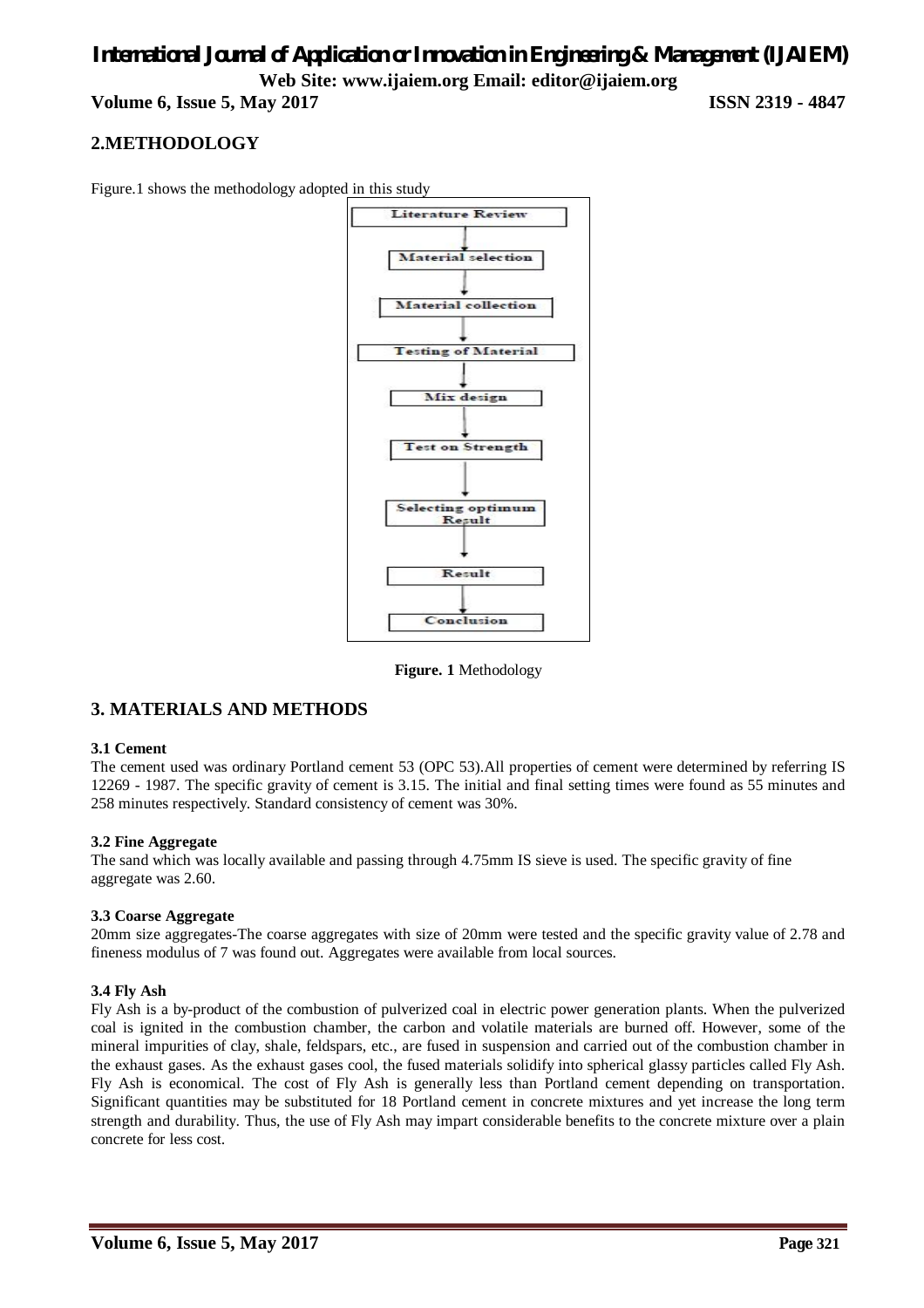## 2.METHODOLOGY

Figure.1 shows the methodology adopted in this study

Literature Review → Material selection → Material collection → Testing of Material → Mix design → Test on Strength → Selecting optimum Result → Result → Conclusion

**Figure. 1** Methodology

## 3. MATERIALS AND METHODS

### 3.1 Cement

The cement used was ordinary Portland cement 53 (OPC 53).All properties of cement were determined by referring IS 12269 - 1987. The specific gravity of cement is 3.15. The initial and final setting times were found as 55 minutes and 258 minutes respectively. Standard consistency of cement was 30%.

### 3.2 Fine Aggregate

The sand which was locally available and passing through 4.75mm IS sieve is used. The specific gravity of fine aggregate was 2.60.

### 3.3 Coarse Aggregate

20mm size aggregates-The coarse aggregates with size of 20mm were tested and the specific gravity value of 2.78 and fineness modulus of 7 was found out. Aggregates were available from local sources.

### 3.4 Fly Ash

Fly Ash is a by-product of the combustion of pulverized coal in electric power generation plants. When the pulverized coal is ignited in the combustion chamber, the carbon and volatile materials are burned off. However, some of the mineral impurities of clay, shale, feldspars, etc., are fused in suspension and carried out of the combustion chamber in the exhaust gases. As the exhaust gases cool, the fused materials solidify into spherical glassy particles called Fly Ash. Fly Ash is economical. The cost of Fly Ash is generally less than Portland cement depending on transportation. Significant quantities may be substituted for 18 Portland cement in concrete mixtures and yet increase the long term strength and durability. Thus, the use of Fly Ash may impart considerable benefits to the concrete mixture over a plain concrete for less cost.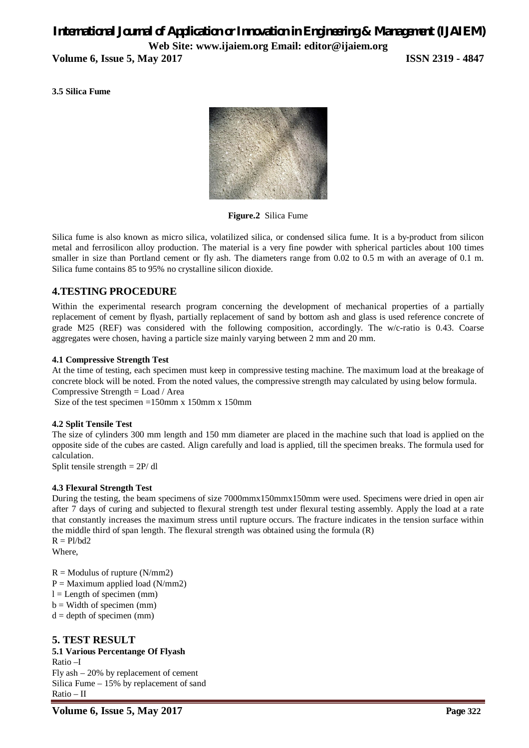### 3.5 Silica Fume

**Figure.2** Silica Fume

Silica fume is also known as micro silica, volatilized silica, or condensed silica fume. It is a by-product from silicon metal and ferrosilicon alloy production. The material is a very fine powder with spherical particles about 100 times smaller in size than Portland cement or fly ash. The diameters range from 0.02 to 0.5 m with an average of 0.1 m. Silica fume contains 85 to 95% no crystalline silicon dioxide.

## 4.TESTING PROCEDURE

Within the experimental research program concerning the development of mechanical properties of a partially replacement of cement by flyash, partially replacement of sand by bottom ash and glass is used reference concrete of grade M25 (REF) was considered with the following composition, accordingly. The w/c-ratio is 0.43. Coarse aggregates were chosen, having a particle size mainly varying between 2 mm and 20 mm.

### 4.1 Compressive Strength Test

At the time of testing, each specimen must keep in compressive testing machine. The maximum load at the breakage of concrete block will be noted. From the noted values, the compressive strength may calculated by using below formula.
Compressive Strength = Load / Area
Size of the test specimen =150mm x 150mm x 150mm

### 4.2 Split Tensile Test

The size of cylinders 300 mm length and 150 mm diameter are placed in the machine such that load is applied on the opposite side of the cubes are casted. Align carefully and load is applied, till the specimen breaks. The formula used for calculation.
Split tensile strength = 2P/ dl

### 4.3 Flexural Strength Test

During the testing, the beam specimens of size 7000mmx150mmx150mm were used. Specimens were dried in open air after 7 days of curing and subjected to flexural strength test under flexural testing assembly. Apply the load at a rate that constantly increases the maximum stress until rupture occurs. The fracture indicates in the tension surface within the middle third of span length. The flexural strength was obtained using the formula (R)
R = Pl/bd2
Where,

R = Modulus of rupture (N/mm2)
P = Maximum applied load (N/mm2)
l = Length of specimen (mm)
b = Width of specimen (mm)
d = depth of specimen (mm)

## 5. TEST RESULT

### 5.1 Various Percentange Of Flyash

Ratio –I
Fly ash – 20% by replacement of cement
Silica Fume – 15% by replacement of sand
Ratio – II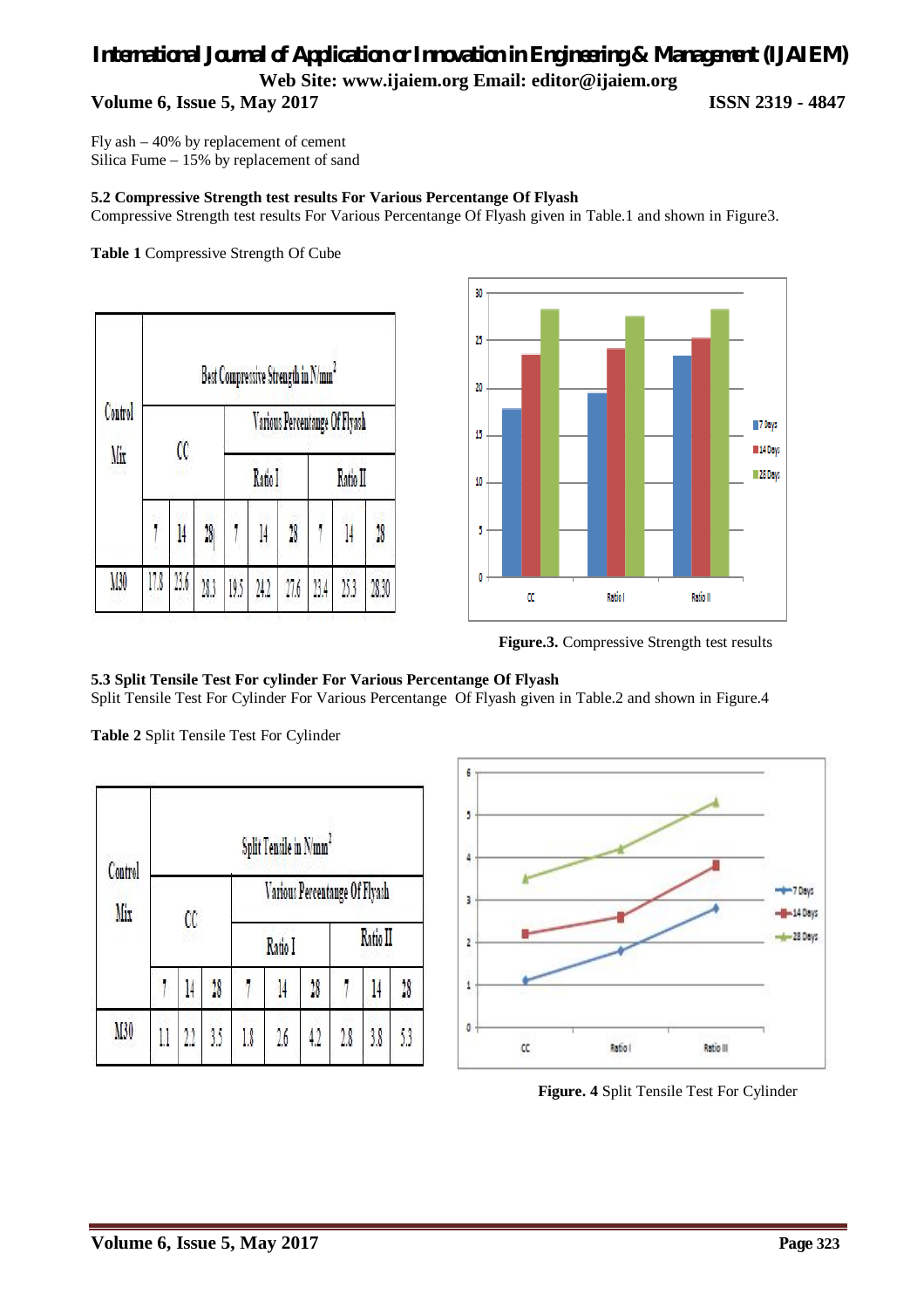Fly ash – 40% by replacement of cement
Silica Fume – 15% by replacement of sand

**5.2 Compressive Strength test results For Various Percentange Of Flyash**

Compressive Strength test results For Various Percentange Of Flyash given in Table.1 and shown in Figure3.

**Table 1** Compressive Strength Of Cube

| Control Mix | Best Compressive Strength in $N/mm^2$ | | | | | | | | |
|---|---|---|---|---|---|---|---|---|---|
| | CC | | | Various Percentange Of Flyash | | | | | |
| | | | | Ratio I | | | Ratio II | | |
| | 7 | 14 | 28 | 7 | 14 | 28 | 7 | 14 | 28 |
| M30 | 17.8 | 23.6 | 28.3 | 19.5 | 24.2 | 27.6 | 23.4 | 25.3 | 28.30 |

**Figure.3.** Compressive Strength test results

**5.3 Split Tensile Test For cylinder For Various Percentange Of Flyash**

Split Tensile Test For Cylinder For Various Percentange Of Flyash given in Table.2 and shown in Figure.4

**Table 2** Split Tensile Test For Cylinder

| Control Mix | Split Tensile in $N/mm^2$ | | | | | | | | |
|---|---|---|---|---|---|---|---|---|---|
| | CC | | | Various Percentange Of Flyash | | | | | |
| | | | | Ratio I | | | Ratio II | | |
| | 7 | 14 | 28 | 7 | 14 | 28 | 7 | 14 | 28 |
| M30 | 1.1 | 2.2 | 3.5 | 1.8 | 2.6 | 4.2 | 2.8 | 3.8 | 5.3 |

**Figure. 4** Split Tensile Test For Cylinder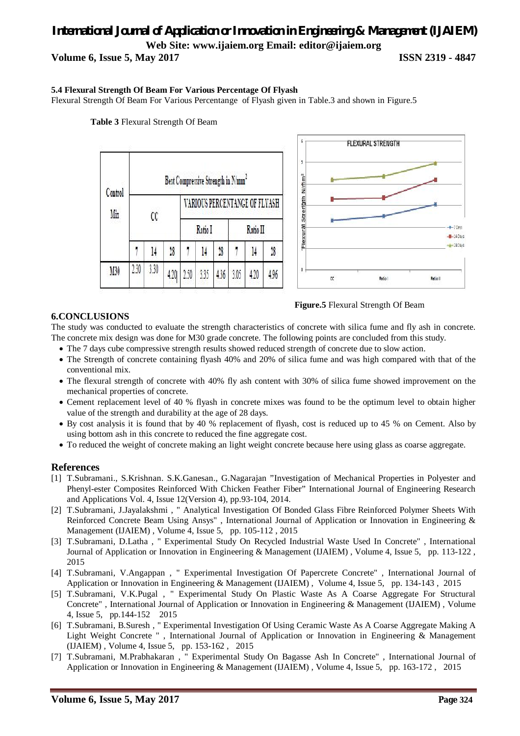### 5.4 Flexural Strength Of Beam For Various Percentage Of Flyash

Flexural Strength Of Beam For Various Percentange of Flyash given in Table.3 and shown in Figure.5

**Table 3** Flexural Strength Of Beam

| Control Mix | Best Compressive Strength in N/mm$^2$ | | | | | | | | |
|---|---|---|---|---|---|---|---|---|---|
| | CC | | | VARIOUS PERCENTANGE OF FLYASH | | | | | |
| | | | | Ratio I | | | Ratio II | | |
| | 7 | 14 | 28 | 7 | 14 | 28 | 7 | 14 | 28 |
| M30 | 2.30 | 3.30 | 4.20 | 2.50 | 3.35 | 4.36 | 3.05 | 4.20 | 4.96 |

**Figure.5** Flexural Strength Of Beam

## 6.CONCLUSIONS

The study was conducted to evaluate the strength characteristics of concrete with silica fume and fly ash in concrete. The concrete mix design was done for M30 grade concrete. The following points are concluded from this study.

- The 7 days cube compressive strength results showed reduced strength of concrete due to slow action.
- The Strength of concrete containing flyash 40% and 20% of silica fume and was high compared with that of the conventional mix.
- The flexural strength of concrete with 40% fly ash content with 30% of silica fume showed improvement on the mechanical properties of concrete.
- Cement replacement level of 40 % flyash in concrete mixes was found to be the optimum level to obtain higher value of the strength and durability at the age of 28 days.
- By cost analysis it is found that by 40 % replacement of flyash, cost is reduced up to 45 % on Cement. Also by using bottom ash in this concrete to reduced the fine aggregate cost.
- To reduced the weight of concrete making an light weight concrete because here using glass as coarse aggregate.

## References

[1] T.Subramani., S.Krishnan. S.K.Ganesan., G.Nagarajan "Investigation of Mechanical Properties in Polyester and Phenyl-ester Composites Reinforced With Chicken Feather Fiber" International Journal of Engineering Research and Applications Vol. 4, Issue 12(Version 4), pp.93-104, 2014.

[2] T.Subramani, J.Jayalakshmi , " Analytical Investigation Of Bonded Glass Fibre Reinforced Polymer Sheets With Reinforced Concrete Beam Using Ansys" , International Journal of Application or Innovation in Engineering & Management (IJAIEM) , Volume 4, Issue 5, pp. 105-112 , 2015

[3] T.Subramani, D.Latha , " Experimental Study On Recycled Industrial Waste Used In Concrete" , International Journal of Application or Innovation in Engineering & Management (IJAIEM) , Volume 4, Issue 5, pp. 113-122 , 2015

[4] T.Subramani, V.Angappan , " Experimental Investigation Of Papercrete Concrete" , International Journal of Application or Innovation in Engineering & Management (IJAIEM) , Volume 4, Issue 5, pp. 134-143 , 2015

[5] T.Subramani, V.K.Pugal , " Experimental Study On Plastic Waste As A Coarse Aggregate For Structural Concrete" , International Journal of Application or Innovation in Engineering & Management (IJAIEM) , Volume 4, Issue 5, pp.144-152 2015

[6] T.Subramani, B.Suresh , " Experimental Investigation Of Using Ceramic Waste As A Coarse Aggregate Making A Light Weight Concrete " , International Journal of Application or Innovation in Engineering & Management (IJAIEM) , Volume 4, Issue 5, pp. 153-162 , 2015

[7] T.Subramani, M.Prabhakaran , " Experimental Study On Bagasse Ash In Concrete" , International Journal of Application or Innovation in Engineering & Management (IJAIEM) , Volume 4, Issue 5, pp. 163-172 , 2015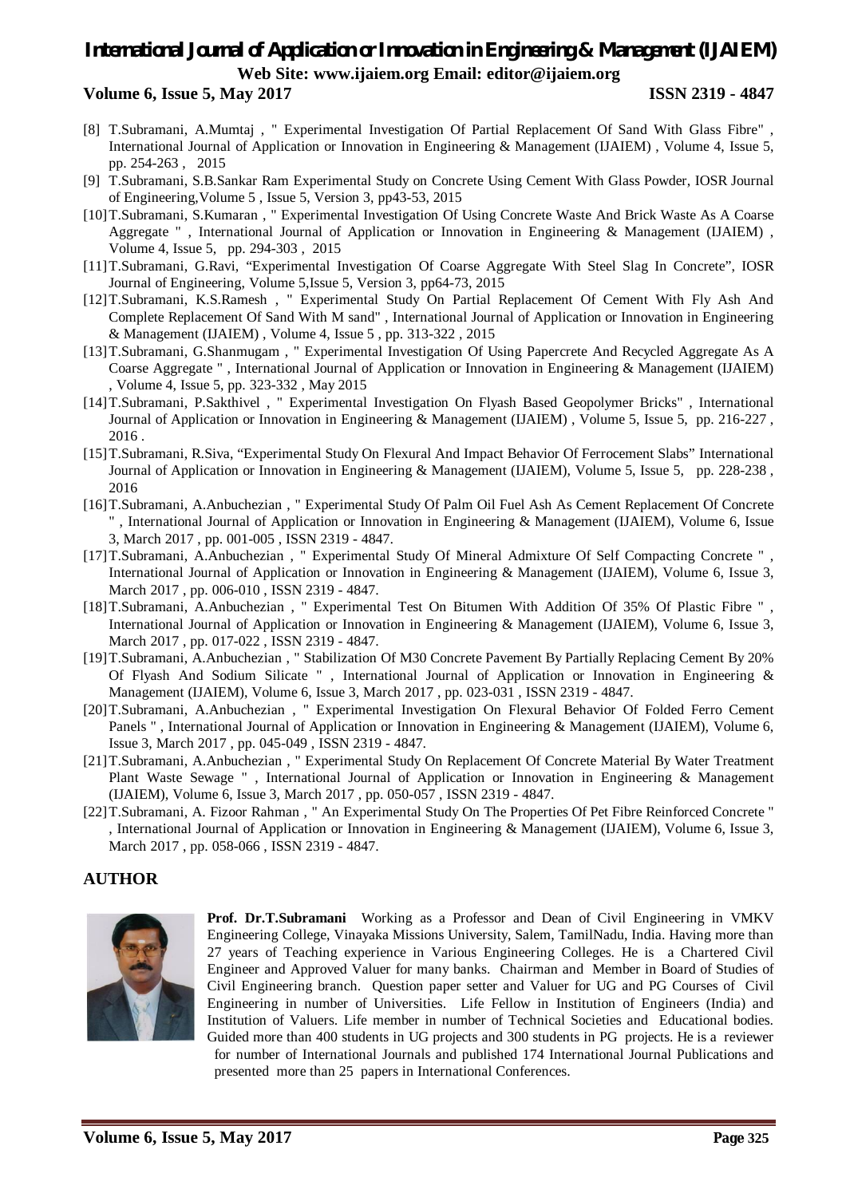[8] T.Subramani, A.Mumtaj , " Experimental Investigation Of Partial Replacement Of Sand With Glass Fibre" , International Journal of Application or Innovation in Engineering & Management (IJAIEM) , Volume 4, Issue 5, pp. 254-263 , 2015

[9] T.Subramani, S.B.Sankar Ram Experimental Study on Concrete Using Cement With Glass Powder, IOSR Journal of Engineering,Volume 5 , Issue 5, Version 3, pp43-53, 2015

[10] T.Subramani, S.Kumaran , " Experimental Investigation Of Using Concrete Waste And Brick Waste As A Coarse Aggregate " , International Journal of Application or Innovation in Engineering & Management (IJAIEM) , Volume 4, Issue 5, pp. 294-303 , 2015

[11] T.Subramani, G.Ravi, "Experimental Investigation Of Coarse Aggregate With Steel Slag In Concrete", IOSR Journal of Engineering, Volume 5,Issue 5, Version 3, pp64-73, 2015

[12] T.Subramani, K.S.Ramesh , " Experimental Study On Partial Replacement Of Cement With Fly Ash And Complete Replacement Of Sand With M sand" , International Journal of Application or Innovation in Engineering & Management (IJAIEM) , Volume 4, Issue 5 , pp. 313-322 , 2015

[13] T.Subramani, G.Shanmugam , " Experimental Investigation Of Using Papercrete And Recycled Aggregate As A Coarse Aggregate " , International Journal of Application or Innovation in Engineering & Management (IJAIEM) , Volume 4, Issue 5, pp. 323-332 , May 2015

[14] T.Subramani, P.Sakthivel , " Experimental Investigation On Flyash Based Geopolymer Bricks" , International Journal of Application or Innovation in Engineering & Management (IJAIEM) , Volume 5, Issue 5, pp. 216-227 , 2016 .

[15] T.Subramani, R.Siva, "Experimental Study On Flexural And Impact Behavior Of Ferrocement Slabs" International Journal of Application or Innovation in Engineering & Management (IJAIEM), Volume 5, Issue 5, pp. 228-238 , 2016

[16] T.Subramani, A.Anbuchezian , " Experimental Study Of Palm Oil Fuel Ash As Cement Replacement Of Concrete " , International Journal of Application or Innovation in Engineering & Management (IJAIEM), Volume 6, Issue 3, March 2017 , pp. 001-005 , ISSN 2319 - 4847.

[17] T.Subramani, A.Anbuchezian , " Experimental Study Of Mineral Admixture Of Self Compacting Concrete " , International Journal of Application or Innovation in Engineering & Management (IJAIEM), Volume 6, Issue 3, March 2017 , pp. 006-010 , ISSN 2319 - 4847.

[18] T.Subramani, A.Anbuchezian , " Experimental Test On Bitumen With Addition Of 35% Of Plastic Fibre " , International Journal of Application or Innovation in Engineering & Management (IJAIEM), Volume 6, Issue 3, March 2017 , pp. 017-022 , ISSN 2319 - 4847.

[19] T.Subramani, A.Anbuchezian , " Stabilization Of M30 Concrete Pavement By Partially Replacing Cement By 20% Of Flyash And Sodium Silicate " , International Journal of Application or Innovation in Engineering & Management (IJAIEM), Volume 6, Issue 3, March 2017 , pp. 023-031 , ISSN 2319 - 4847.

[20] T.Subramani, A.Anbuchezian , " Experimental Investigation On Flexural Behavior Of Folded Ferro Cement Panels " , International Journal of Application or Innovation in Engineering & Management (IJAIEM), Volume 6, Issue 3, March 2017 , pp. 045-049 , ISSN 2319 - 4847.

[21] T.Subramani, A.Anbuchezian , " Experimental Study On Replacement Of Concrete Material By Water Treatment Plant Waste Sewage " , International Journal of Application or Innovation in Engineering & Management (IJAIEM), Volume 6, Issue 3, March 2017 , pp. 050-057 , ISSN 2319 - 4847.

[22] T.Subramani, A. Fizoor Rahman , " An Experimental Study On The Properties Of Pet Fibre Reinforced Concrete " , International Journal of Application or Innovation in Engineering & Management (IJAIEM), Volume 6, Issue 3, March 2017 , pp. 058-066 , ISSN 2319 - 4847.

## AUTHOR

**Prof. Dr.T.Subramani** Working as a Professor and Dean of Civil Engineering in VMKV Engineering College, Vinayaka Missions University, Salem, TamilNadu, India. Having more than 27 years of Teaching experience in Various Engineering Colleges. He is a Chartered Civil Engineer and Approved Valuer for many banks. Chairman and Member in Board of Studies of Civil Engineering branch. Question paper setter and Valuer for UG and PG Courses of Civil Engineering in number of Universities. Life Fellow in Institution of Engineers (India) and Institution of Valuers. Life member in number of Technical Societies and Educational bodies. Guided more than 400 students in UG projects and 300 students in PG projects. He is a reviewer for number of International Journals and published 174 International Journal Publications and presented more than 25 papers in International Conferences.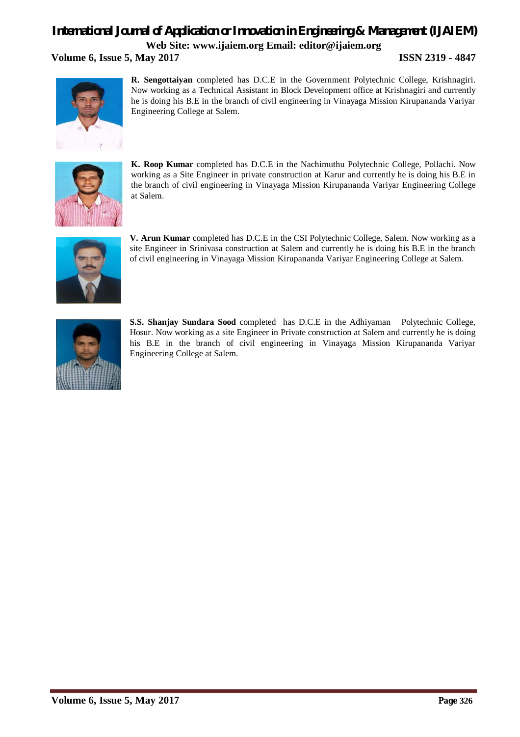**R. Sengottaiyan** completed has D.C.E in the Government Polytechnic College, Krishnagiri. Now working as a Technical Assistant in Block Development office at Krishnagiri and currently he is doing his B.E in the branch of civil engineering in Vinayaga Mission Kirupananda Variyar Engineering College at Salem.

**K. Roop Kumar** completed has D.C.E in the Nachimuthu Polytechnic College, Pollachi. Now working as a Site Engineer in private construction at Karur and currently he is doing his B.E in the branch of civil engineering in Vinayaga Mission Kirupananda Variyar Engineering College at Salem.

**V. Arun Kumar** completed has D.C.E in the CSI Polytechnic College, Salem. Now working as a site Engineer in Srinivasa construction at Salem and currently he is doing his B.E in the branch of civil engineering in Vinayaga Mission Kirupananda Variyar Engineering College at Salem.

**S.S. Shanjay Sundara Sood** completed has D.C.E in the Adhiyaman Polytechnic College, Hosur. Now working as a site Engineer in Private construction at Salem and currently he is doing his B.E in the branch of civil engineering in Vinayaga Mission Kirupananda Variyar Engineering College at Salem.